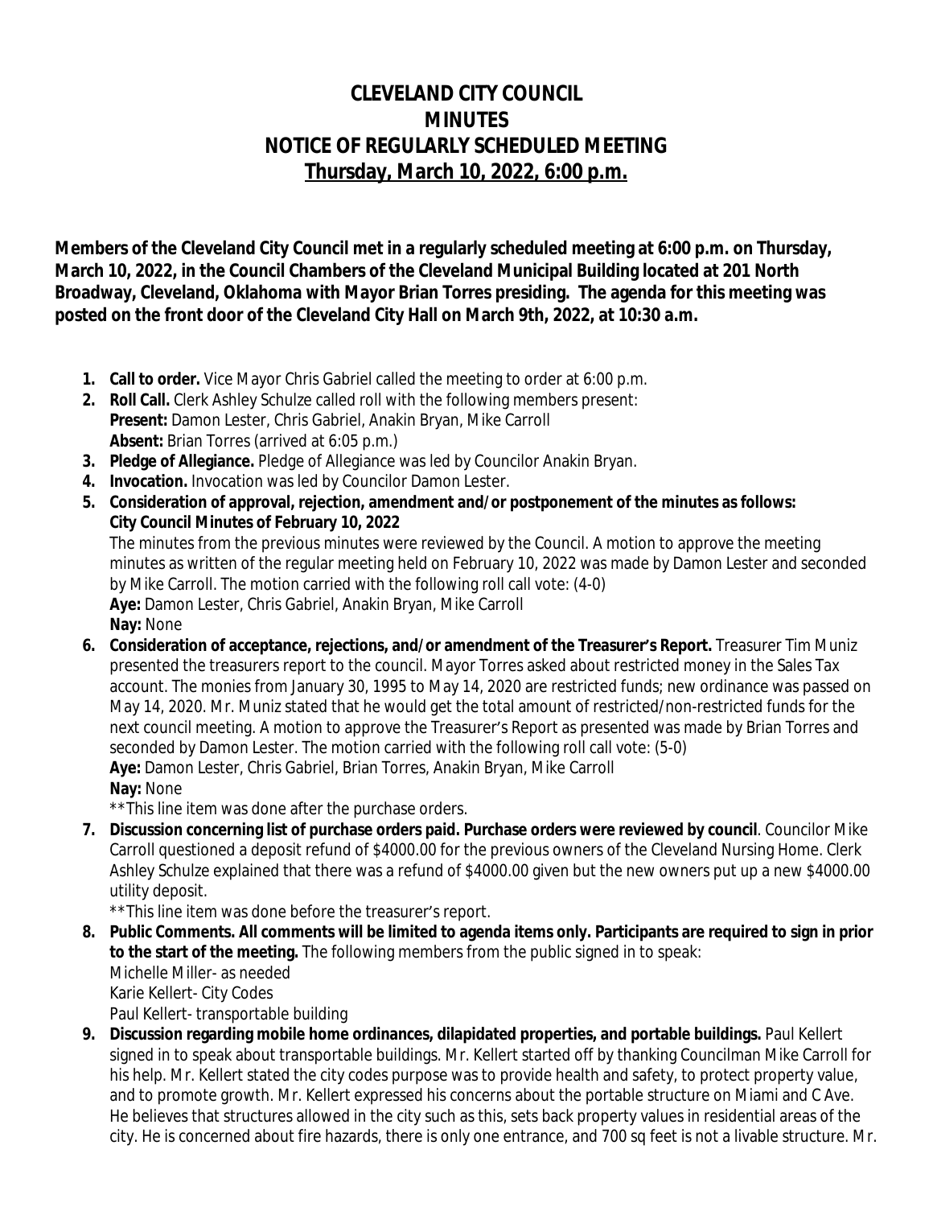# CLEVELAND CITY COUNCIL
# MINUTES
# NOTICE OF REGULARLY SCHEDULED MEETING
## Thursday, March 10, 2022, 6:00 p.m.

**Members of the Cleveland City Council met in a regularly scheduled meeting at 6:00 p.m. on Thursday, March 10, 2022, in the Council Chambers of the Cleveland Municipal Building located at 201 North Broadway, Cleveland, Oklahoma with Mayor Brian Torres presiding. The agenda for this meeting was posted on the front door of the Cleveland City Hall on March 9th, 2022, at 10:30 a.m.**

1. **Call to order.** Vice Mayor Chris Gabriel called the meeting to order at 6:00 p.m.
2. **Roll Call.** Clerk Ashley Schulze called roll with the following members present:
   **Present:** Damon Lester, Chris Gabriel, Anakin Bryan, Mike Carroll
   **Absent:** Brian Torres (arrived at 6:05 p.m.)
3. **Pledge of Allegiance.** Pledge of Allegiance was led by Councilor Anakin Bryan.
4. **Invocation.** Invocation was led by Councilor Damon Lester.
5. **Consideration of approval, rejection, amendment and/or postponement of the minutes as follows: City Council Minutes of February 10, 2022**
   The minutes from the previous minutes were reviewed by the Council. A motion to approve the meeting minutes as written of the regular meeting held on February 10, 2022 was made by Damon Lester and seconded by Mike Carroll. The motion carried with the following roll call vote: (4-0)
   **Aye:** Damon Lester, Chris Gabriel, Anakin Bryan, Mike Carroll
   **Nay:** None
6. **Consideration of acceptance, rejections, and/or amendment of the Treasurer's Report.** Treasurer Tim Muniz presented the treasurers report to the council. Mayor Torres asked about restricted money in the Sales Tax account. The monies from January 30, 1995 to May 14, 2020 are restricted funds; new ordinance was passed on May 14, 2020. Mr. Muniz stated that he would get the total amount of restricted/non-restricted funds for the next council meeting. A motion to approve the Treasurer's Report as presented was made by Brian Torres and seconded by Damon Lester. The motion carried with the following roll call vote: (5-0)
   **Aye:** Damon Lester, Chris Gabriel, Brian Torres, Anakin Bryan, Mike Carroll
   **Nay:** None
   **This line item was done after the purchase orders.
7. **Discussion concerning list of purchase orders paid. Purchase orders were reviewed by council**. Councilor Mike Carroll questioned a deposit refund of $4000.00 for the previous owners of the Cleveland Nursing Home. Clerk Ashley Schulze explained that there was a refund of $4000.00 given but the new owners put up a new $4000.00 utility deposit.
   **This line item was done before the treasurer's report.
8. **Public Comments. All comments will be limited to agenda items only. Participants are required to sign in prior to the start of the meeting.** The following members from the public signed in to speak:
   Michelle Miller- as needed
   Karie Kellert- City Codes
   Paul Kellert- transportable building
9. **Discussion regarding mobile home ordinances, dilapidated properties, and portable buildings.** Paul Kellert signed in to speak about transportable buildings. Mr. Kellert started off by thanking Councilman Mike Carroll for his help. Mr. Kellert stated the city codes purpose was to provide health and safety, to protect property value, and to promote growth. Mr. Kellert expressed his concerns about the portable structure on Miami and C Ave. He believes that structures allowed in the city such as this, sets back property values in residential areas of the city. He is concerned about fire hazards, there is only one entrance, and 700 sq feet is not a livable structure. Mr.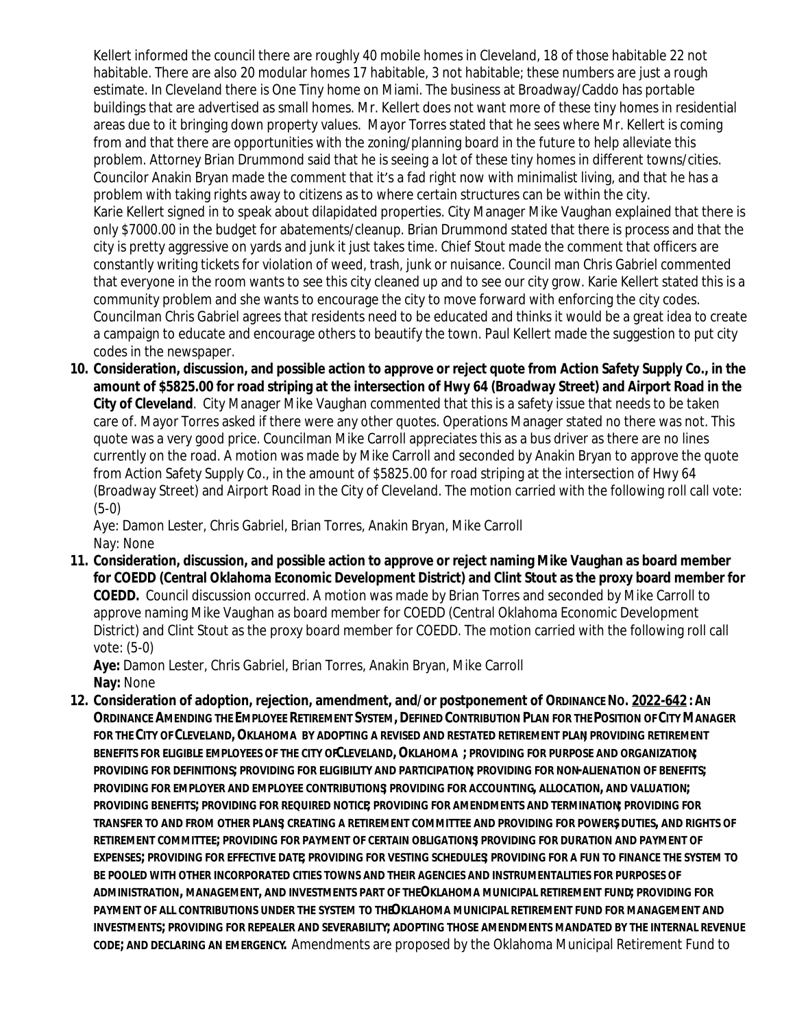Kellert informed the council there are roughly 40 mobile homes in Cleveland, 18 of those habitable 22 not habitable. There are also 20 modular homes 17 habitable, 3 not habitable; these numbers are just a rough estimate. In Cleveland there is One Tiny home on Miami. The business at Broadway/Caddo has portable buildings that are advertised as small homes. Mr. Kellert does not want more of these tiny homes in residential areas due to it bringing down property values. Mayor Torres stated that he sees where Mr. Kellert is coming from and that there are opportunities with the zoning/planning board in the future to help alleviate this problem. Attorney Brian Drummond said that he is seeing a lot of these tiny homes in different towns/cities. Councilor Anakin Bryan made the comment that it's a fad right now with minimalist living, and that he has a problem with taking rights away to citizens as to where certain structures can be within the city.

Karie Kellert signed in to speak about dilapidated properties. City Manager Mike Vaughan explained that there is only $7000.00 in the budget for abatements/cleanup. Brian Drummond stated that there is process and that the city is pretty aggressive on yards and junk it just takes time. Chief Stout made the comment that officers are constantly writing tickets for violation of weed, trash, junk or nuisance. Council man Chris Gabriel commented that everyone in the room wants to see this city cleaned up and to see our city grow. Karie Kellert stated this is a community problem and she wants to encourage the city to move forward with enforcing the city codes. Councilman Chris Gabriel agrees that residents need to be educated and thinks it would be a great idea to create a campaign to educate and encourage others to beautify the town. Paul Kellert made the suggestion to put city codes in the newspaper.

10. **Consideration, discussion, and possible action to approve or reject quote from Action Safety Supply Co., in the amount of $5825.00 for road striping at the intersection of Hwy 64 (Broadway Street) and Airport Road in the City of Cleveland**. City Manager Mike Vaughan commented that this is a safety issue that needs to be taken care of. Mayor Torres asked if there were any other quotes. Operations Manager stated no there was not. This quote was a very good price. Councilman Mike Carroll appreciates this as a bus driver as there are no lines currently on the road. A motion was made by Mike Carroll and seconded by Anakin Bryan to approve the quote from Action Safety Supply Co., in the amount of $5825.00 for road striping at the intersection of Hwy 64 (Broadway Street) and Airport Road in the City of Cleveland. The motion carried with the following roll call vote: (5-0)

    Aye: Damon Lester, Chris Gabriel, Brian Torres, Anakin Bryan, Mike Carroll
    Nay: None

11. **Consideration, discussion, and possible action to approve or reject naming Mike Vaughan as board member for COEDD (Central Oklahoma Economic Development District) and Clint Stout as the proxy board member for COEDD.** Council discussion occurred. A motion was made by Brian Torres and seconded by Mike Carroll to approve naming Mike Vaughan as board member for COEDD (Central Oklahoma Economic Development District) and Clint Stout as the proxy board member for COEDD. The motion carried with the following roll call vote: (5-0)

    **Aye:** Damon Lester, Chris Gabriel, Brian Torres, Anakin Bryan, Mike Carroll
    **Nay:** None

12. **Consideration of adoption, rejection, amendment, and/or postponement of ORDINANCE NO. 2022-642 : AN ORDINANCE AMENDING THE EMPLOYEE RETIREMENT SYSTEM, DEFINED CONTRIBUTION PLAN FOR THE POSITION OF CITY MANAGER FOR THE CITY OF CLEVELAND, OKLAHOMA BY ADOPTING A REVISED AND RESTATED RETIREMENT PLAN; PROVIDING RETIREMENT BENEFITS FOR ELIGIBLE EMPLOYEES OF THE CITY OF CLEVELAND, OKLAHOMA ; PROVIDING FOR PURPOSE AND ORGANIZATION; PROVIDING FOR DEFINITIONS; PROVIDING FOR ELIGIBILITY AND PARTICIPATION; PROVIDING FOR NON-ALIENATION OF BENEFITS; PROVIDING FOR EMPLOYER AND EMPLOYEE CONTRIBUTIONS; PROVIDING FOR ACCOUNTING, ALLOCATION, AND VALUATION; PROVIDING BENEFITS; PROVIDING FOR REQUIRED NOTICE; PROVIDING FOR AMENDMENTS AND TERMINATION; PROVIDING FOR TRANSFER TO AND FROM OTHER PLANS; CREATING A RETIREMENT COMMITTEE AND PROVIDING FOR POWERS, DUTIES, AND RIGHTS OF RETIREMENT COMMITTEE; PROVIDING FOR PAYMENT OF CERTAIN OBLIGATIONS; PROVIDING FOR DURATION AND PAYMENT OF EXPENSES; PROVIDING FOR EFFECTIVE DATE; PROVIDING FOR VESTING SCHEDULES; PROVIDING FOR A FUN TO FINANCE THE SYSTEM TO BE POOLED WITH OTHER INCORPORATED CITIES TOWNS AND THEIR AGENCIES AND INSTRUMENTALITIES FOR PURPOSES OF ADMINISTRATION, MANAGEMENT, AND INVESTMENTS PART OF THE OKLAHOMA MUNICIPAL RETIREMENT FUND; PROVIDING FOR PAYMENT OF ALL CONTRIBUTIONS UNDER THE SYSTEM TO THE OKLAHOMA MUNICIPAL RETIREMENT FUND FOR MANAGEMENT AND INVESTMENTS; PROVIDING FOR REPEALER AND SEVERABILITY; ADOPTING THOSE AMENDMENTS MANDATED BY THE INTERNAL REVENUE CODE; AND DECLARING AN EMERGENCY.** Amendments are proposed by the Oklahoma Municipal Retirement Fund to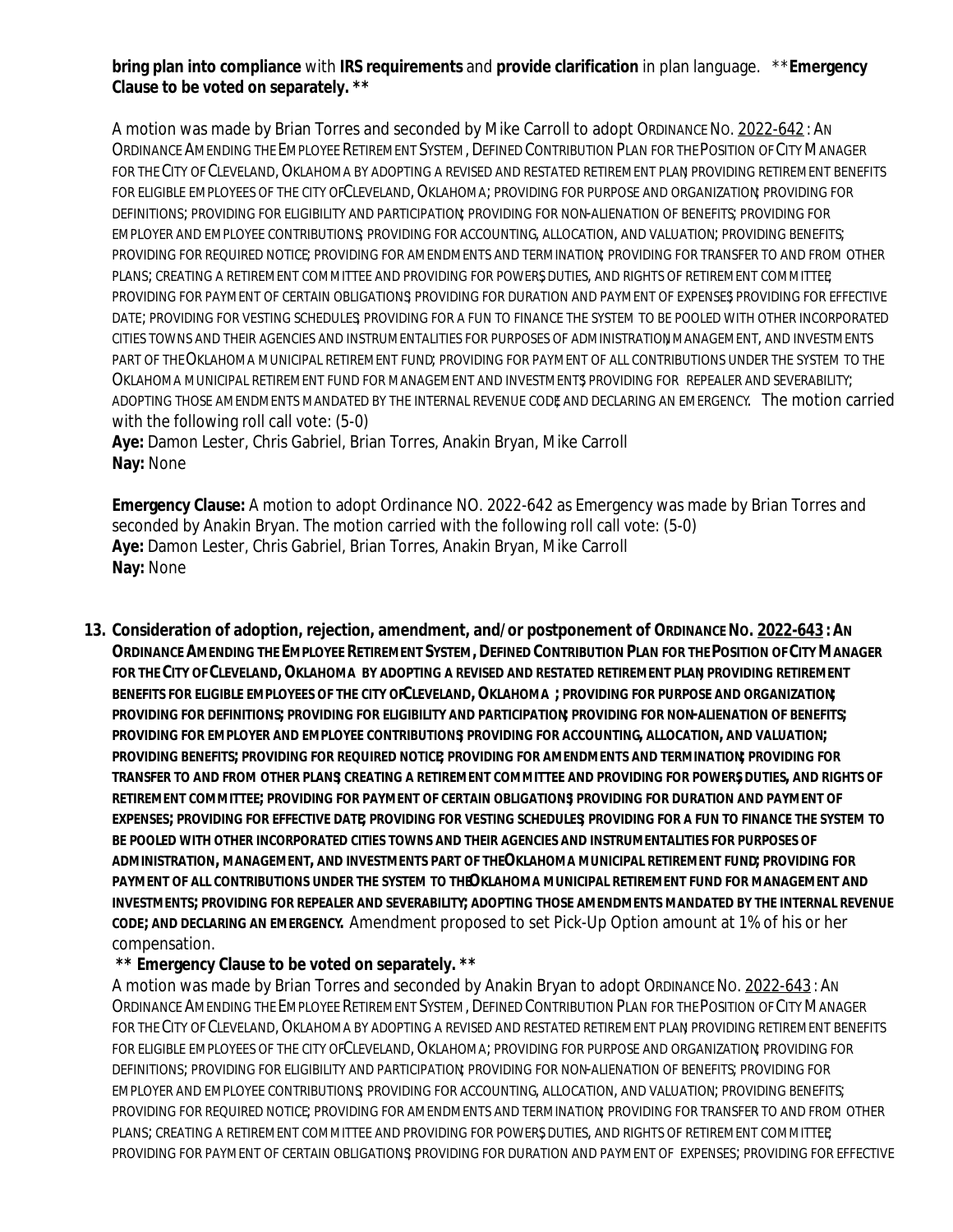**bring plan into compliance** with **IRS requirements** and **provide clarification** in plan language. ****Emergency Clause to be voted on separately. ****

A motion was made by Brian Torres and seconded by Mike Carroll to adopt ORDINANCE NO. 2022-642 : AN ORDINANCE AMENDING THE EMPLOYEE RETIREMENT SYSTEM, DEFINED CONTRIBUTION PLAN FOR THE POSITION OF CITY MANAGER FOR THE CITY OF CLEVELAND, OKLAHOMA BY ADOPTING A REVISED AND RESTATED RETIREMENT PLAN; PROVIDING RETIREMENT BENEFITS FOR ELIGIBLE EMPLOYEES OF THE CITY OF CLEVELAND, OKLAHOMA; PROVIDING FOR PURPOSE AND ORGANIZATION; PROVIDING FOR DEFINITIONS; PROVIDING FOR ELIGIBILITY AND PARTICIPATION; PROVIDING FOR NON-ALIENATION OF BENEFITS; PROVIDING FOR EMPLOYER AND EMPLOYEE CONTRIBUTIONS; PROVIDING FOR ACCOUNTING, ALLOCATION, AND VALUATION; PROVIDING BENEFITS; PROVIDING FOR REQUIRED NOTICE; PROVIDING FOR AMENDMENTS AND TERMINATION; PROVIDING FOR TRANSFER TO AND FROM OTHER PLANS; CREATING A RETIREMENT COMMITTEE AND PROVIDING FOR POWERS, DUTIES, AND RIGHTS OF RETIREMENT COMMITTEE; PROVIDING FOR PAYMENT OF CERTAIN OBLIGATIONS; PROVIDING FOR DURATION AND PAYMENT OF EXPENSES; PROVIDING FOR EFFECTIVE DATE; PROVIDING FOR VESTING SCHEDULES; PROVIDING FOR A FUN TO FINANCE THE SYSTEM TO BE POOLED WITH OTHER INCORPORATED CITIES TOWNS AND THEIR AGENCIES AND INSTRUMENTALITIES FOR PURPOSES OF ADMINISTRATION, MANAGEMENT, AND INVESTMENTS PART OF THE OKLAHOMA MUNICIPAL RETIREMENT FUND; PROVIDING FOR PAYMENT OF ALL CONTRIBUTIONS UNDER THE SYSTEM TO THE OKLAHOMA MUNICIPAL RETIREMENT FUND FOR MANAGEMENT AND INVESTMENTS; PROVIDING FOR REPEALER AND SEVERABILITY; ADOPTING THOSE AMENDMENTS MANDATED BY THE INTERNAL REVENUE CODE; AND DECLARING AN EMERGENCY. The motion carried with the following roll call vote: (5-0)
**Aye:** Damon Lester, Chris Gabriel, Brian Torres, Anakin Bryan, Mike Carroll
**Nay:** None

**Emergency Clause:** A motion to adopt Ordinance NO. 2022-642 as Emergency was made by Brian Torres and seconded by Anakin Bryan. The motion carried with the following roll call vote: (5-0)
**Aye:** Damon Lester, Chris Gabriel, Brian Torres, Anakin Bryan, Mike Carroll
**Nay:** None

13. **Consideration of adoption, rejection, amendment, and/or postponement of ORDINANCE NO. 2022-643 : AN ORDINANCE AMENDING THE EMPLOYEE RETIREMENT SYSTEM, DEFINED CONTRIBUTION PLAN FOR THE POSITION OF CITY MANAGER FOR THE CITY OF CLEVELAND, OKLAHOMA BY ADOPTING A REVISED AND RESTATED RETIREMENT PLAN; PROVIDING RETIREMENT BENEFITS FOR ELIGIBLE EMPLOYEES OF THE CITY OF CLEVELAND, OKLAHOMA ; PROVIDING FOR PURPOSE AND ORGANIZATION; PROVIDING FOR DEFINITIONS; PROVIDING FOR ELIGIBILITY AND PARTICIPATION; PROVIDING FOR NON-ALIENATION OF BENEFITS; PROVIDING FOR EMPLOYER AND EMPLOYEE CONTRIBUTIONS; PROVIDING FOR ACCOUNTING, ALLOCATION, AND VALUATION; PROVIDING BENEFITS; PROVIDING FOR REQUIRED NOTICE; PROVIDING FOR AMENDMENTS AND TERMINATION; PROVIDING FOR TRANSFER TO AND FROM OTHER PLANS; CREATING A RETIREMENT COMMITTEE AND PROVIDING FOR POWERS, DUTIES, AND RIGHTS OF RETIREMENT COMMITTEE; PROVIDING FOR PAYMENT OF CERTAIN OBLIGATIONS; PROVIDING FOR DURATION AND PAYMENT OF EXPENSES; PROVIDING FOR EFFECTIVE DATE; PROVIDING FOR VESTING SCHEDULES; PROVIDING FOR A FUN TO FINANCE THE SYSTEM TO BE POOLED WITH OTHER INCORPORATED CITIES TOWNS AND THEIR AGENCIES AND INSTRUMENTALITIES FOR PURPOSES OF ADMINISTRATION, MANAGEMENT, AND INVESTMENTS PART OF THE OKLAHOMA MUNICIPAL RETIREMENT FUND; PROVIDING FOR PAYMENT OF ALL CONTRIBUTIONS UNDER THE SYSTEM TO THE OKLAHOMA MUNICIPAL RETIREMENT FUND FOR MANAGEMENT AND INVESTMENTS; PROVIDING FOR REPEALER AND SEVERABILITY; ADOPTING THOSE AMENDMENTS MANDATED BY THE INTERNAL REVENUE CODE; AND DECLARING AN EMERGENCY.** Amendment proposed to set Pick-Up Option amount at 1% of his or her compensation.

**** Emergency Clause to be voted on separately. ****

A motion was made by Brian Torres and seconded by Anakin Bryan to adopt ORDINANCE NO. 2022-643 : AN ORDINANCE AMENDING THE EMPLOYEE RETIREMENT SYSTEM, DEFINED CONTRIBUTION PLAN FOR THE POSITION OF CITY MANAGER FOR THE CITY OF CLEVELAND, OKLAHOMA BY ADOPTING A REVISED AND RESTATED RETIREMENT PLAN; PROVIDING RETIREMENT BENEFITS FOR ELIGIBLE EMPLOYEES OF THE CITY OF CLEVELAND, OKLAHOMA; PROVIDING FOR PURPOSE AND ORGANIZATION; PROVIDING FOR DEFINITIONS; PROVIDING FOR ELIGIBILITY AND PARTICIPATION; PROVIDING FOR NON-ALIENATION OF BENEFITS; PROVIDING FOR EMPLOYER AND EMPLOYEE CONTRIBUTIONS; PROVIDING FOR ACCOUNTING, ALLOCATION, AND VALUATION; PROVIDING BENEFITS; PROVIDING FOR REQUIRED NOTICE; PROVIDING FOR AMENDMENTS AND TERMINATION; PROVIDING FOR TRANSFER TO AND FROM OTHER PLANS; CREATING A RETIREMENT COMMITTEE AND PROVIDING FOR POWERS, DUTIES, AND RIGHTS OF RETIREMENT COMMITTEE; PROVIDING FOR PAYMENT OF CERTAIN OBLIGATIONS; PROVIDING FOR DURATION AND PAYMENT OF EXPENSES; PROVIDING FOR EFFECTIVE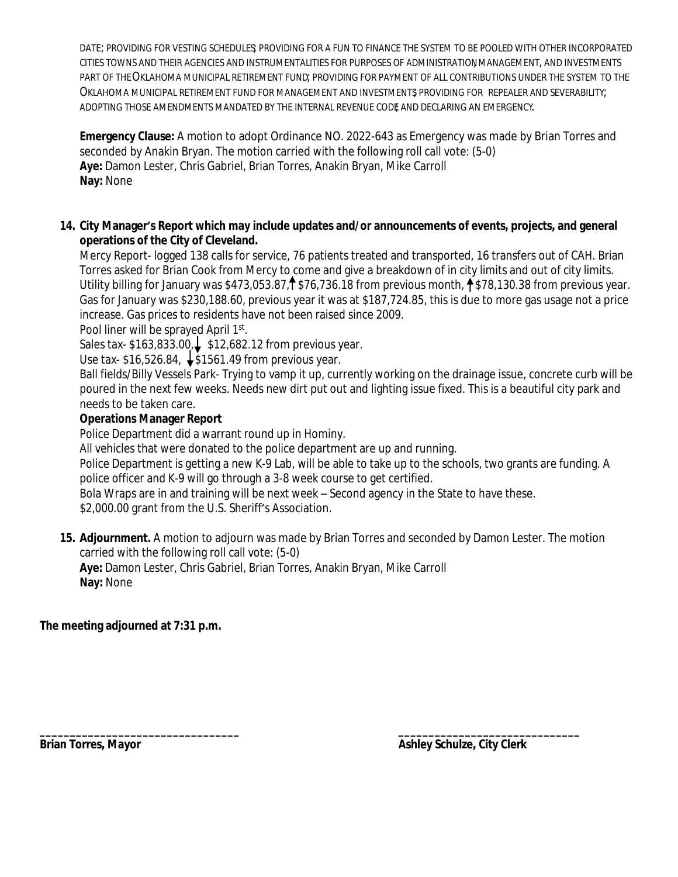DATE; PROVIDING FOR VESTING SCHEDULES; PROVIDING FOR A FUN TO FINANCE THE SYSTEM TO BE POOLED WITH OTHER INCORPORATED CITIES TOWNS AND THEIR AGENCIES AND INSTRUMENTALITIES FOR PURPOSES OF ADMINISTRATION, MANAGEMENT, AND INVESTMENTS PART OF THE OKLAHOMA MUNICIPAL RETIREMENT FUND; PROVIDING FOR PAYMENT OF ALL CONTRIBUTIONS UNDER THE SYSTEM TO THE OKLAHOMA MUNICIPAL RETIREMENT FUND FOR MANAGEMENT AND INVESTMENTS; PROVIDING FOR REPEALER AND SEVERABILITY; ADOPTING THOSE AMENDMENTS MANDATED BY THE INTERNAL REVENUE CODE; AND DECLARING AN EMERGENCY.

**Emergency Clause:** A motion to adopt Ordinance NO. 2022-643 as Emergency was made by Brian Torres and seconded by Anakin Bryan. The motion carried with the following roll call vote: (5-0)
**Aye:** Damon Lester, Chris Gabriel, Brian Torres, Anakin Bryan, Mike Carroll
**Nay:** None

14. **City Manager's Report which may include updates and/or announcements of events, projects, and general operations of the City of Cleveland.**

Mercy Report- logged 138 calls for service, 76 patients treated and transported, 16 transfers out of CAH. Brian Torres asked for Brian Cook from Mercy to come and give a breakdown of in city limits and out of city limits.
Utility billing for January was $473,053.87, ↑ $76,736.18 from previous month, ↑ $78,130.38 from previous year.
Gas for January was $230,188.60, previous year it was at $187,724.85, this is due to more gas usage not a price increase. Gas prices to residents have not been raised since 2009.
Pool liner will be sprayed April 1st.
Sales tax- $163,833.00, ↓ $12,682.12 from previous year.
Use tax- $16,526.84, ↓ $1561.49 from previous year.
Ball fields/Billy Vessels Park- Trying to vamp it up, currently working on the drainage issue, concrete curb will be poured in the next few weeks. Needs new dirt put out and lighting issue fixed. This is a beautiful city park and needs to be taken care.

**Operations Manager Report**

Police Department did a warrant round up in Hominy.
All vehicles that were donated to the police department are up and running.
Police Department is getting a new K-9 Lab, will be able to take up to the schools, two grants are funding. A police officer and K-9 will go through a 3-8 week course to get certified.
Bola Wraps are in and training will be next week – Second agency in the State to have these.
$2,000.00 grant from the U.S. Sheriff's Association.

15. **Adjournment.** A motion to adjourn was made by Brian Torres and seconded by Damon Lester. The motion carried with the following roll call vote: (5-0)
**Aye:** Damon Lester, Chris Gabriel, Brian Torres, Anakin Bryan, Mike Carroll
**Nay:** None

**The meeting adjourned at 7:31 p.m.**

________________________________
**Brian Torres, Mayor**

________________________________
**Ashley Schulze, City Clerk**